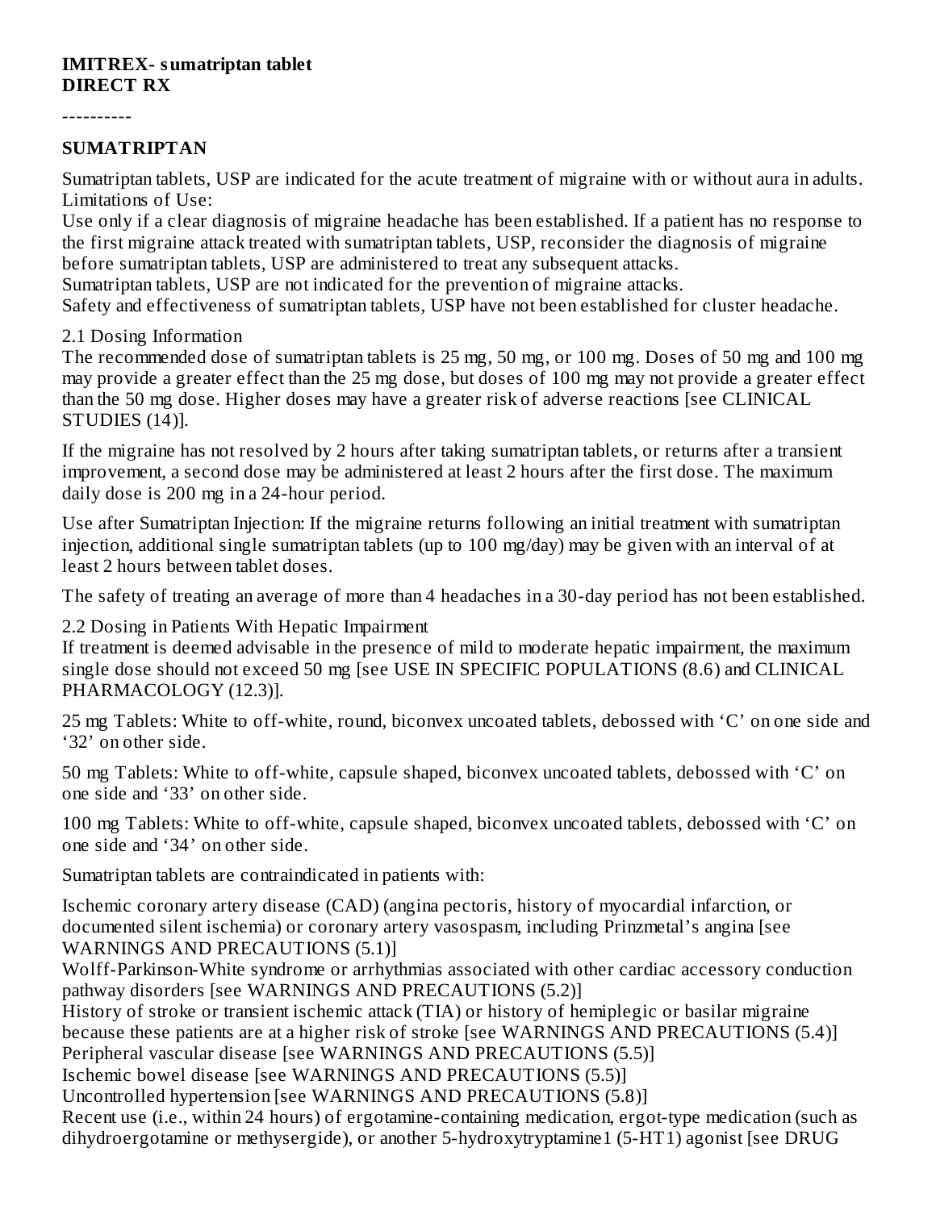**IMITREX- sumatriptan tablet**
**DIRECT RX**

----------

## SUMATRIPTAN

Sumatriptan tablets, USP are indicated for the acute treatment of migraine with or without aura in adults.
Limitations of Use:
Use only if a clear diagnosis of migraine headache has been established. If a patient has no response to the first migraine attack treated with sumatriptan tablets, USP, reconsider the diagnosis of migraine before sumatriptan tablets, USP are administered to treat any subsequent attacks.
Sumatriptan tablets, USP are not indicated for the prevention of migraine attacks.
Safety and effectiveness of sumatriptan tablets, USP have not been established for cluster headache.

2.1 Dosing Information
The recommended dose of sumatriptan tablets is 25 mg, 50 mg, or 100 mg. Doses of 50 mg and 100 mg may provide a greater effect than the 25 mg dose, but doses of 100 mg may not provide a greater effect than the 50 mg dose. Higher doses may have a greater risk of adverse reactions [see CLINICAL STUDIES (14)].

If the migraine has not resolved by 2 hours after taking sumatriptan tablets, or returns after a transient improvement, a second dose may be administered at least 2 hours after the first dose. The maximum daily dose is 200 mg in a 24-hour period.

Use after Sumatriptan Injection: If the migraine returns following an initial treatment with sumatriptan injection, additional single sumatriptan tablets (up to 100 mg/day) may be given with an interval of at least 2 hours between tablet doses.

The safety of treating an average of more than 4 headaches in a 30-day period has not been established.

2.2 Dosing in Patients With Hepatic Impairment
If treatment is deemed advisable in the presence of mild to moderate hepatic impairment, the maximum single dose should not exceed 50 mg [see USE IN SPECIFIC POPULATIONS (8.6) and CLINICAL PHARMACOLOGY (12.3)].

25 mg Tablets: White to off-white, round, biconvex uncoated tablets, debossed with 'C' on one side and '32' on other side.

50 mg Tablets: White to off-white, capsule shaped, biconvex uncoated tablets, debossed with 'C' on one side and '33' on other side.

100 mg Tablets: White to off-white, capsule shaped, biconvex uncoated tablets, debossed with 'C' on one side and '34' on other side.

Sumatriptan tablets are contraindicated in patients with:

Ischemic coronary artery disease (CAD) (angina pectoris, history of myocardial infarction, or documented silent ischemia) or coronary artery vasospasm, including Prinzmetal's angina [see WARNINGS AND PRECAUTIONS (5.1)]
Wolff-Parkinson-White syndrome or arrhythmias associated with other cardiac accessory conduction pathway disorders [see WARNINGS AND PRECAUTIONS (5.2)]
History of stroke or transient ischemic attack (TIA) or history of hemiplegic or basilar migraine because these patients are at a higher risk of stroke [see WARNINGS AND PRECAUTIONS (5.4)]
Peripheral vascular disease [see WARNINGS AND PRECAUTIONS (5.5)]
Ischemic bowel disease [see WARNINGS AND PRECAUTIONS (5.5)]
Uncontrolled hypertension [see WARNINGS AND PRECAUTIONS (5.8)]
Recent use (i.e., within 24 hours) of ergotamine-containing medication, ergot-type medication (such as dihydroergotamine or methysergide), or another 5-hydroxytryptamine1 (5-HT1) agonist [see DRUG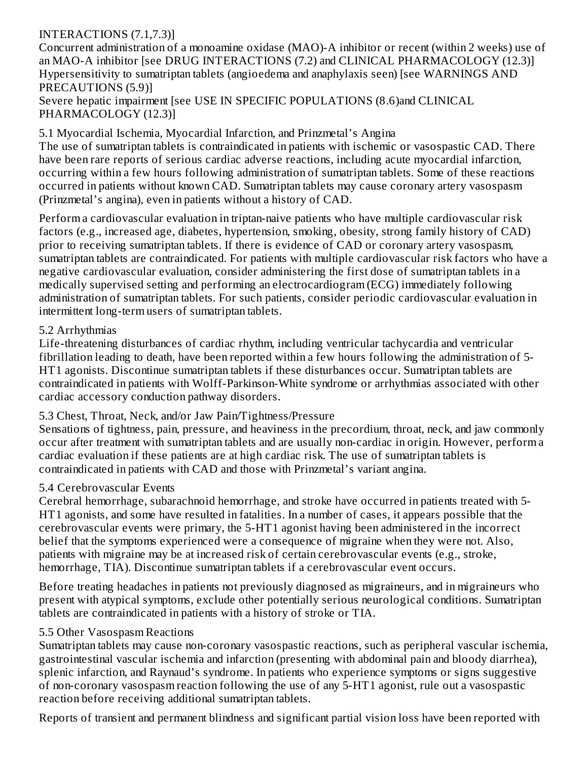INTERACTIONS (7.1,7.3)]

Concurrent administration of a monoamine oxidase (MAO)-A inhibitor or recent (within 2 weeks) use of an MAO-A inhibitor [see DRUG INTERACTIONS (7.2) and CLINICAL PHARMACOLOGY (12.3)]

Hypersensitivity to sumatriptan tablets (angioedema and anaphylaxis seen) [see WARNINGS AND PRECAUTIONS (5.9)]

Severe hepatic impairment [see USE IN SPECIFIC POPULATIONS (8.6)and CLINICAL PHARMACOLOGY (12.3)]

## 5.1 Myocardial Ischemia, Myocardial Infarction, and Prinzmetal's Angina

The use of sumatriptan tablets is contraindicated in patients with ischemic or vasospastic CAD. There have been rare reports of serious cardiac adverse reactions, including acute myocardial infarction, occurring within a few hours following administration of sumatriptan tablets. Some of these reactions occurred in patients without known CAD. Sumatriptan tablets may cause coronary artery vasospasm (Prinzmetal's angina), even in patients without a history of CAD.

Perform a cardiovascular evaluation in triptan-naive patients who have multiple cardiovascular risk factors (e.g., increased age, diabetes, hypertension, smoking, obesity, strong family history of CAD) prior to receiving sumatriptan tablets. If there is evidence of CAD or coronary artery vasospasm, sumatriptan tablets are contraindicated. For patients with multiple cardiovascular risk factors who have a negative cardiovascular evaluation, consider administering the first dose of sumatriptan tablets in a medically supervised setting and performing an electrocardiogram (ECG) immediately following administration of sumatriptan tablets. For such patients, consider periodic cardiovascular evaluation in intermittent long-term users of sumatriptan tablets.

## 5.2 Arrhythmias

Life-threatening disturbances of cardiac rhythm, including ventricular tachycardia and ventricular fibrillation leading to death, have been reported within a few hours following the administration of 5-HT1 agonists. Discontinue sumatriptan tablets if these disturbances occur. Sumatriptan tablets are contraindicated in patients with Wolff-Parkinson-White syndrome or arrhythmias associated with other cardiac accessory conduction pathway disorders.

## 5.3 Chest, Throat, Neck, and/or Jaw Pain/Tightness/Pressure

Sensations of tightness, pain, pressure, and heaviness in the precordium, throat, neck, and jaw commonly occur after treatment with sumatriptan tablets and are usually non-cardiac in origin. However, perform a cardiac evaluation if these patients are at high cardiac risk. The use of sumatriptan tablets is contraindicated in patients with CAD and those with Prinzmetal's variant angina.

## 5.4 Cerebrovascular Events

Cerebral hemorrhage, subarachnoid hemorrhage, and stroke have occurred in patients treated with 5-HT1 agonists, and some have resulted in fatalities. In a number of cases, it appears possible that the cerebrovascular events were primary, the 5-HT1 agonist having been administered in the incorrect belief that the symptoms experienced were a consequence of migraine when they were not. Also, patients with migraine may be at increased risk of certain cerebrovascular events (e.g., stroke, hemorrhage, TIA). Discontinue sumatriptan tablets if a cerebrovascular event occurs.

Before treating headaches in patients not previously diagnosed as migraineurs, and in migraineurs who present with atypical symptoms, exclude other potentially serious neurological conditions. Sumatriptan tablets are contraindicated in patients with a history of stroke or TIA.

## 5.5 Other Vasospasm Reactions

Sumatriptan tablets may cause non-coronary vasospastic reactions, such as peripheral vascular ischemia, gastrointestinal vascular ischemia and infarction (presenting with abdominal pain and bloody diarrhea), splenic infarction, and Raynaud's syndrome. In patients who experience symptoms or signs suggestive of non-coronary vasospasm reaction following the use of any 5-HT1 agonist, rule out a vasospastic reaction before receiving additional sumatriptan tablets.

Reports of transient and permanent blindness and significant partial vision loss have been reported with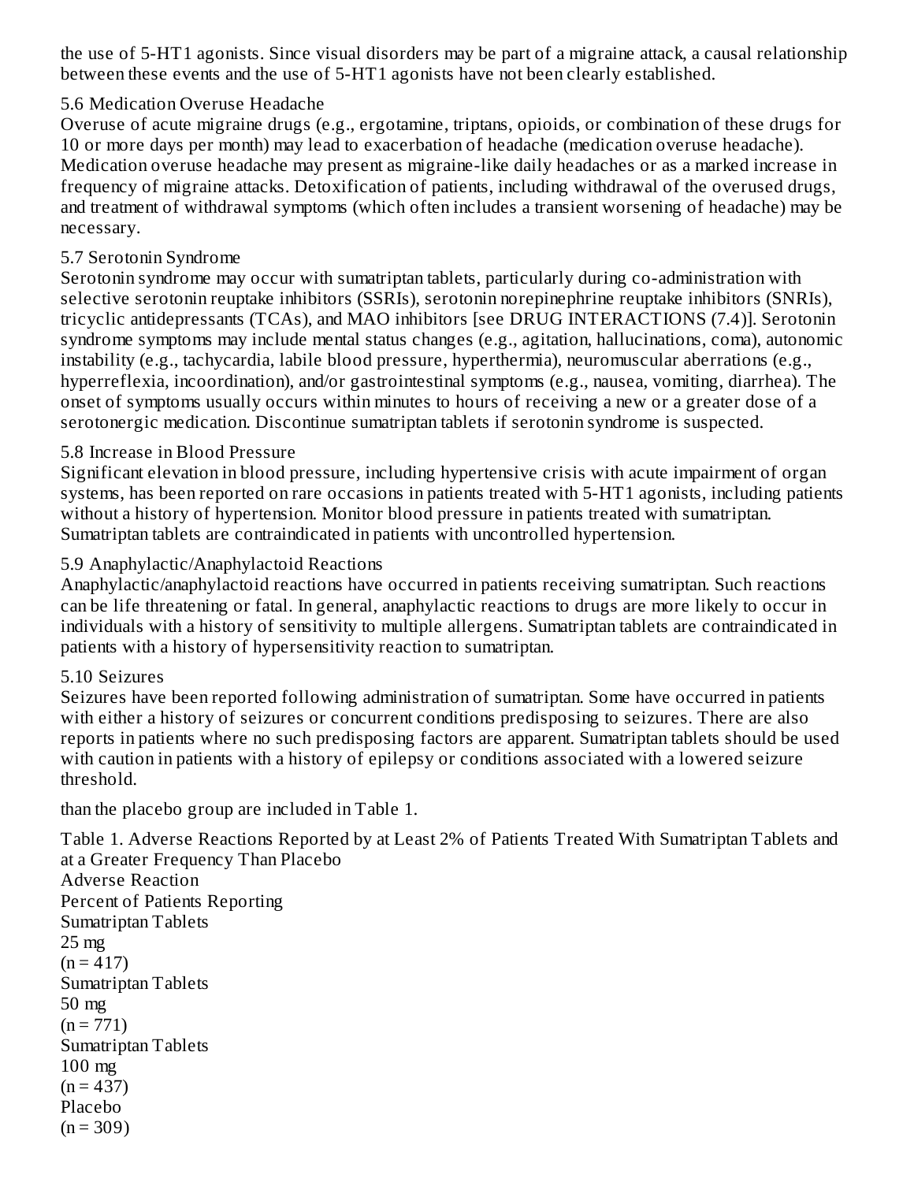the use of 5-HT1 agonists. Since visual disorders may be part of a migraine attack, a causal relationship between these events and the use of 5-HT1 agonists have not been clearly established.

### 5.6 Medication Overuse Headache

Overuse of acute migraine drugs (e.g., ergotamine, triptans, opioids, or combination of these drugs for 10 or more days per month) may lead to exacerbation of headache (medication overuse headache). Medication overuse headache may present as migraine-like daily headaches or as a marked increase in frequency of migraine attacks. Detoxification of patients, including withdrawal of the overused drugs, and treatment of withdrawal symptoms (which often includes a transient worsening of headache) may be necessary.

### 5.7 Serotonin Syndrome

Serotonin syndrome may occur with sumatriptan tablets, particularly during co-administration with selective serotonin reuptake inhibitors (SSRIs), serotonin norepinephrine reuptake inhibitors (SNRIs), tricyclic antidepressants (TCAs), and MAO inhibitors [see DRUG INTERACTIONS (7.4)]. Serotonin syndrome symptoms may include mental status changes (e.g., agitation, hallucinations, coma), autonomic instability (e.g., tachycardia, labile blood pressure, hyperthermia), neuromuscular aberrations (e.g., hyperreflexia, incoordination), and/or gastrointestinal symptoms (e.g., nausea, vomiting, diarrhea). The onset of symptoms usually occurs within minutes to hours of receiving a new or a greater dose of a serotonergic medication. Discontinue sumatriptan tablets if serotonin syndrome is suspected.

### 5.8 Increase in Blood Pressure

Significant elevation in blood pressure, including hypertensive crisis with acute impairment of organ systems, has been reported on rare occasions in patients treated with 5-HT1 agonists, including patients without a history of hypertension. Monitor blood pressure in patients treated with sumatriptan. Sumatriptan tablets are contraindicated in patients with uncontrolled hypertension.

### 5.9 Anaphylactic/Anaphylactoid Reactions

Anaphylactic/anaphylactoid reactions have occurred in patients receiving sumatriptan. Such reactions can be life threatening or fatal. In general, anaphylactic reactions to drugs are more likely to occur in individuals with a history of sensitivity to multiple allergens. Sumatriptan tablets are contraindicated in patients with a history of hypersensitivity reaction to sumatriptan.

### 5.10 Seizures

Seizures have been reported following administration of sumatriptan. Some have occurred in patients with either a history of seizures or concurrent conditions predisposing to seizures. There are also reports in patients where no such predisposing factors are apparent. Sumatriptan tablets should be used with caution in patients with a history of epilepsy or conditions associated with a lowered seizure threshold.

than the placebo group are included in Table 1.

Table 1. Adverse Reactions Reported by at Least 2% of Patients Treated With Sumatriptan Tablets and at a Greater Frequency Than Placebo

| Adverse Reaction | Percent of Patients Reporting | | | |
|---|---|---|---|---|
| | Sumatriptan Tablets 25 mg (n = 417) | Sumatriptan Tablets 50 mg (n = 771) | Sumatriptan Tablets 100 mg (n = 437) | Placebo (n = 309) |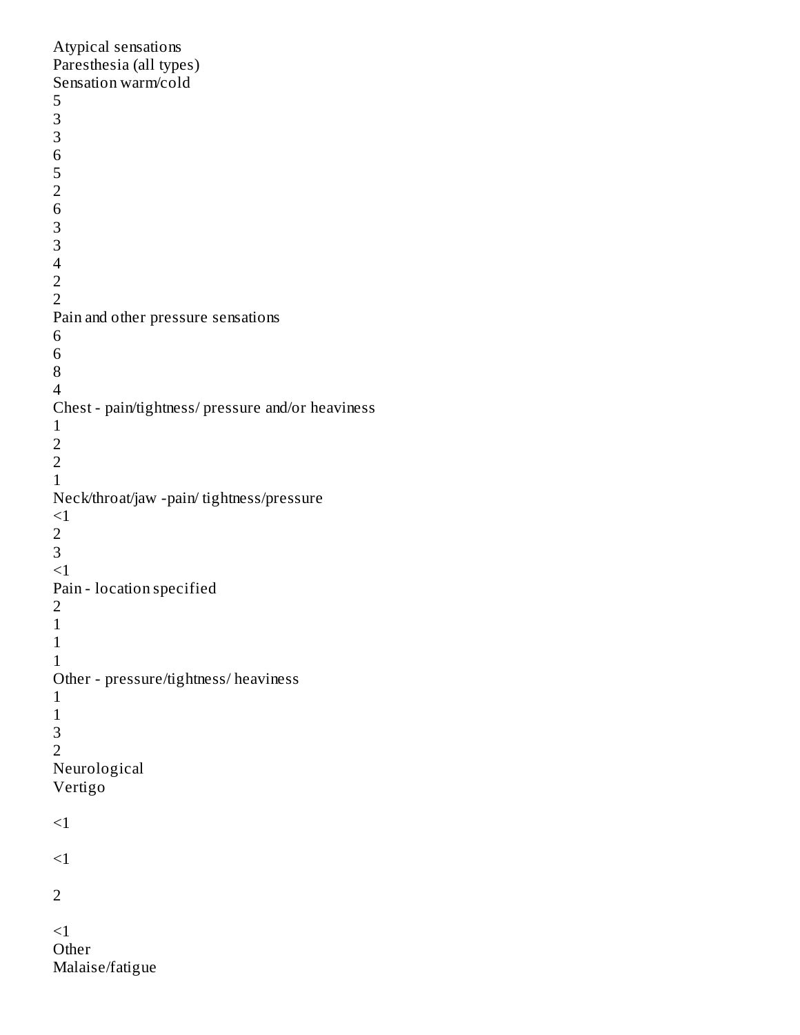| | | | | |
|---|---|---|---|---|
| Atypical sensations | 5 | 3 | 3 | 6 |
| Paresthesia (all types) | 5 | 2 | 6 | 3 |
| Sensation warm/cold | 3 | 4 | 2 | 2 |
| Pain and other pressure sensations | 6 | 6 | 8 | 4 |
| Chest - pain/tightness/ pressure and/or heaviness | 1 | 2 | 2 | 1 |
| Neck/throat/jaw -pain/ tightness/pressure | <1 | 2 | 3 | <1 |
| Pain - location specified | 2 | 1 | 1 | 1 |
| Other - pressure/tightness/ heaviness | 1 | 1 | 3 | 2 |
| Neurological | | | | |
| Vertigo | <1 | <1 | 2 | <1 |
| Other | | | | |
| Malaise/fatigue | | | | |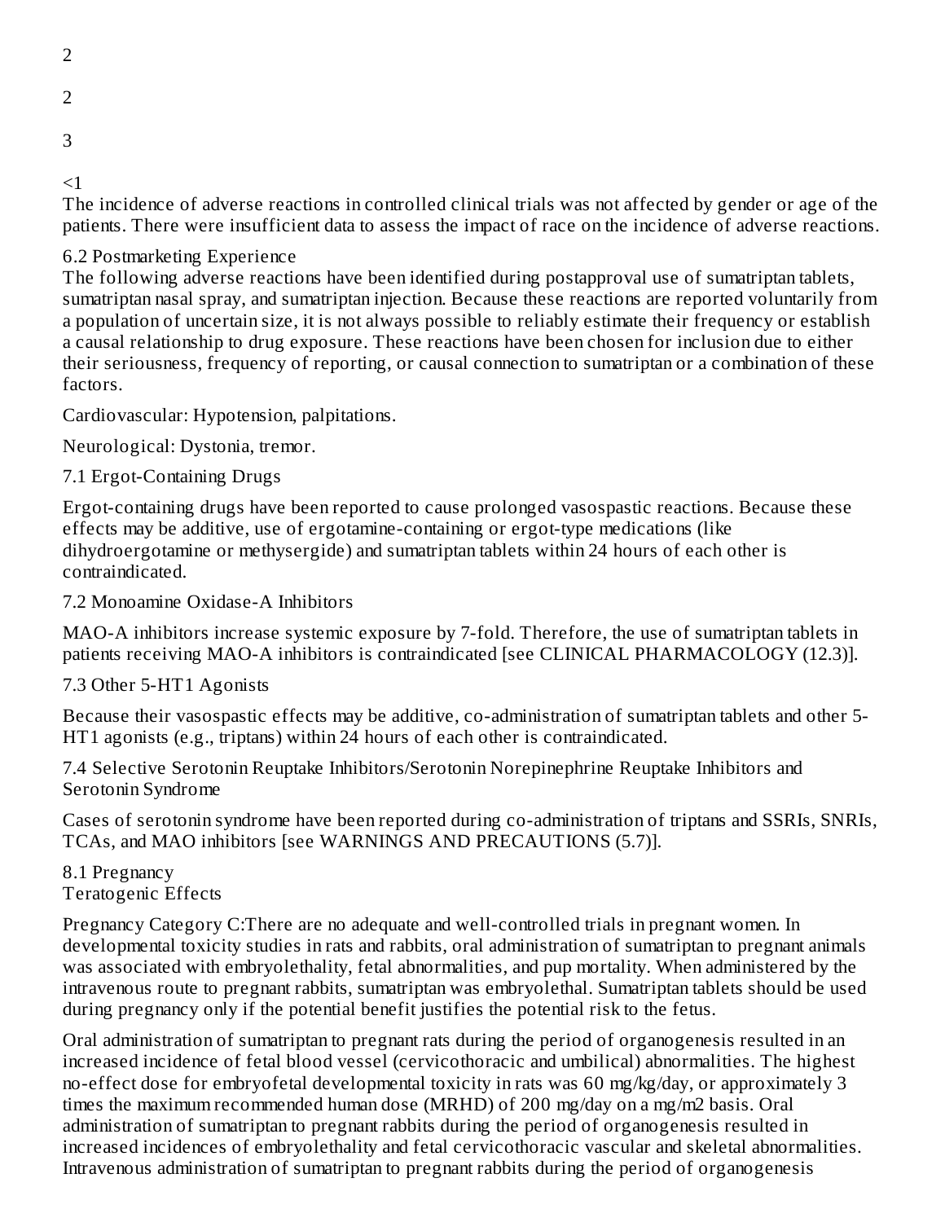2

2

3

<1

The incidence of adverse reactions in controlled clinical trials was not affected by gender or age of the patients. There were insufficient data to assess the impact of race on the incidence of adverse reactions.

## 6.2 Postmarketing Experience

The following adverse reactions have been identified during postapproval use of sumatriptan tablets, sumatriptan nasal spray, and sumatriptan injection. Because these reactions are reported voluntarily from a population of uncertain size, it is not always possible to reliably estimate their frequency or establish a causal relationship to drug exposure. These reactions have been chosen for inclusion due to either their seriousness, frequency of reporting, or causal connection to sumatriptan or a combination of these factors.

Cardiovascular: Hypotension, palpitations.

Neurological: Dystonia, tremor.

## 7.1 Ergot-Containing Drugs

Ergot-containing drugs have been reported to cause prolonged vasospastic reactions. Because these effects may be additive, use of ergotamine-containing or ergot-type medications (like dihydroergotamine or methysergide) and sumatriptan tablets within 24 hours of each other is contraindicated.

## 7.2 Monoamine Oxidase-A Inhibitors

MAO-A inhibitors increase systemic exposure by 7-fold. Therefore, the use of sumatriptan tablets in patients receiving MAO-A inhibitors is contraindicated [see CLINICAL PHARMACOLOGY (12.3)].

## 7.3 Other 5-HT1 Agonists

Because their vasospastic effects may be additive, co-administration of sumatriptan tablets and other 5-HT1 agonists (e.g., triptans) within 24 hours of each other is contraindicated.

## 7.4 Selective Serotonin Reuptake Inhibitors/Serotonin Norepinephrine Reuptake Inhibitors and Serotonin Syndrome

Cases of serotonin syndrome have been reported during co-administration of triptans and SSRIs, SNRIs, TCAs, and MAO inhibitors [see WARNINGS AND PRECAUTIONS (5.7)].

## 8.1 Pregnancy

### Teratogenic Effects

Pregnancy Category C:There are no adequate and well-controlled trials in pregnant women. In developmental toxicity studies in rats and rabbits, oral administration of sumatriptan to pregnant animals was associated with embryolethality, fetal abnormalities, and pup mortality. When administered by the intravenous route to pregnant rabbits, sumatriptan was embryolethal. Sumatriptan tablets should be used during pregnancy only if the potential benefit justifies the potential risk to the fetus.

Oral administration of sumatriptan to pregnant rats during the period of organogenesis resulted in an increased incidence of fetal blood vessel (cervicothoracic and umbilical) abnormalities. The highest no-effect dose for embryofetal developmental toxicity in rats was 60 mg/kg/day, or approximately 3 times the maximum recommended human dose (MRHD) of 200 mg/day on a mg/m2 basis. Oral administration of sumatriptan to pregnant rabbits during the period of organogenesis resulted in increased incidences of embryolethality and fetal cervicothoracic vascular and skeletal abnormalities. Intravenous administration of sumatriptan to pregnant rabbits during the period of organogenesis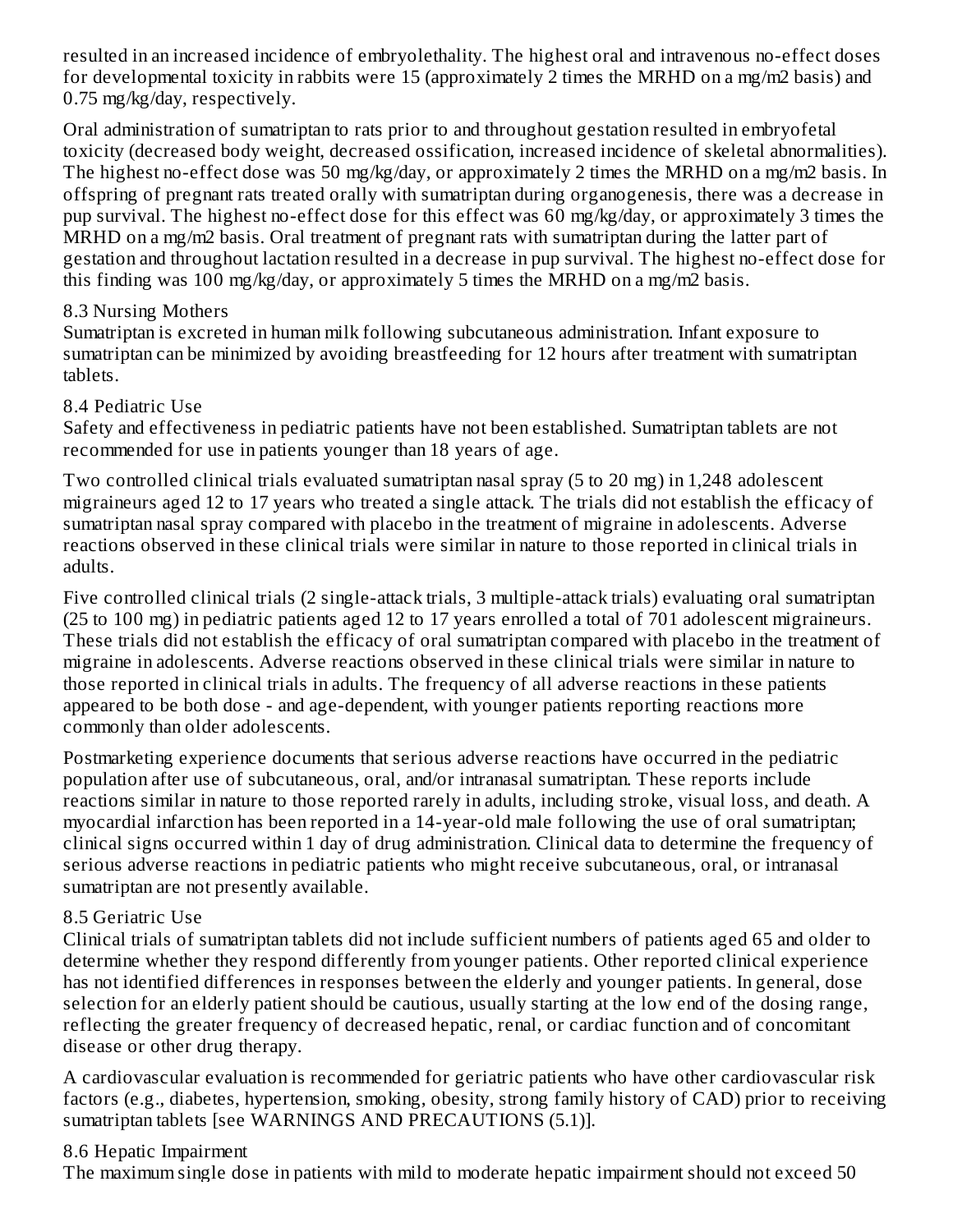resulted in an increased incidence of embryolethality. The highest oral and intravenous no-effect doses for developmental toxicity in rabbits were 15 (approximately 2 times the MRHD on a mg/m2 basis) and 0.75 mg/kg/day, respectively.

Oral administration of sumatriptan to rats prior to and throughout gestation resulted in embryofetal toxicity (decreased body weight, decreased ossification, increased incidence of skeletal abnormalities). The highest no-effect dose was 50 mg/kg/day, or approximately 2 times the MRHD on a mg/m2 basis. In offspring of pregnant rats treated orally with sumatriptan during organogenesis, there was a decrease in pup survival. The highest no-effect dose for this effect was 60 mg/kg/day, or approximately 3 times the MRHD on a mg/m2 basis. Oral treatment of pregnant rats with sumatriptan during the latter part of gestation and throughout lactation resulted in a decrease in pup survival. The highest no-effect dose for this finding was 100 mg/kg/day, or approximately 5 times the MRHD on a mg/m2 basis.

## 8.3 Nursing Mothers

Sumatriptan is excreted in human milk following subcutaneous administration. Infant exposure to sumatriptan can be minimized by avoiding breastfeeding for 12 hours after treatment with sumatriptan tablets.

## 8.4 Pediatric Use

Safety and effectiveness in pediatric patients have not been established. Sumatriptan tablets are not recommended for use in patients younger than 18 years of age.

Two controlled clinical trials evaluated sumatriptan nasal spray (5 to 20 mg) in 1,248 adolescent migraineurs aged 12 to 17 years who treated a single attack. The trials did not establish the efficacy of sumatriptan nasal spray compared with placebo in the treatment of migraine in adolescents. Adverse reactions observed in these clinical trials were similar in nature to those reported in clinical trials in adults.

Five controlled clinical trials (2 single-attack trials, 3 multiple-attack trials) evaluating oral sumatriptan (25 to 100 mg) in pediatric patients aged 12 to 17 years enrolled a total of 701 adolescent migraineurs. These trials did not establish the efficacy of oral sumatriptan compared with placebo in the treatment of migraine in adolescents. Adverse reactions observed in these clinical trials were similar in nature to those reported in clinical trials in adults. The frequency of all adverse reactions in these patients appeared to be both dose - and age-dependent, with younger patients reporting reactions more commonly than older adolescents.

Postmarketing experience documents that serious adverse reactions have occurred in the pediatric population after use of subcutaneous, oral, and/or intranasal sumatriptan. These reports include reactions similar in nature to those reported rarely in adults, including stroke, visual loss, and death. A myocardial infarction has been reported in a 14-year-old male following the use of oral sumatriptan; clinical signs occurred within 1 day of drug administration. Clinical data to determine the frequency of serious adverse reactions in pediatric patients who might receive subcutaneous, oral, or intranasal sumatriptan are not presently available.

## 8.5 Geriatric Use

Clinical trials of sumatriptan tablets did not include sufficient numbers of patients aged 65 and older to determine whether they respond differently from younger patients. Other reported clinical experience has not identified differences in responses between the elderly and younger patients. In general, dose selection for an elderly patient should be cautious, usually starting at the low end of the dosing range, reflecting the greater frequency of decreased hepatic, renal, or cardiac function and of concomitant disease or other drug therapy.

A cardiovascular evaluation is recommended for geriatric patients who have other cardiovascular risk factors (e.g., diabetes, hypertension, smoking, obesity, strong family history of CAD) prior to receiving sumatriptan tablets [see WARNINGS AND PRECAUTIONS (5.1)].

## 8.6 Hepatic Impairment

The maximum single dose in patients with mild to moderate hepatic impairment should not exceed 50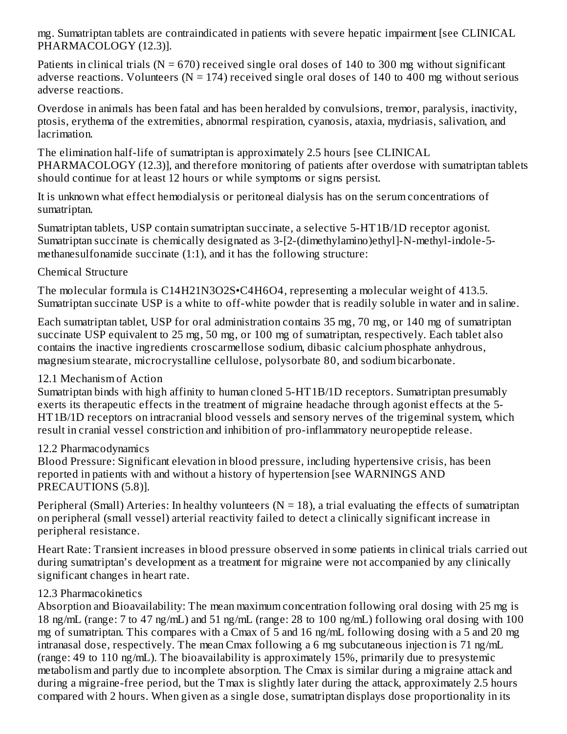mg. Sumatriptan tablets are contraindicated in patients with severe hepatic impairment [see CLINICAL PHARMACOLOGY (12.3)].

Patients in clinical trials (N = 670) received single oral doses of 140 to 300 mg without significant adverse reactions. Volunteers (N = 174) received single oral doses of 140 to 400 mg without serious adverse reactions.

Overdose in animals has been fatal and has been heralded by convulsions, tremor, paralysis, inactivity, ptosis, erythema of the extremities, abnormal respiration, cyanosis, ataxia, mydriasis, salivation, and lacrimation.

The elimination half-life of sumatriptan is approximately 2.5 hours [see CLINICAL PHARMACOLOGY (12.3)], and therefore monitoring of patients after overdose with sumatriptan tablets should continue for at least 12 hours or while symptoms or signs persist.

It is unknown what effect hemodialysis or peritoneal dialysis has on the serum concentrations of sumatriptan.

Sumatriptan tablets, USP contain sumatriptan succinate, a selective 5-HT1B/1D receptor agonist. Sumatriptan succinate is chemically designated as 3-[2-(dimethylamino)ethyl]-N-methyl-indole-5-methanesulfonamide succinate (1:1), and it has the following structure:

Chemical Structure

The molecular formula is $C_{14}H_{21}N_3O_2S \cdot C_4H_6O_4$, representing a molecular weight of 413.5. Sumatriptan succinate USP is a white to off-white powder that is readily soluble in water and in saline.

Each sumatriptan tablet, USP for oral administration contains 35 mg, 70 mg, or 140 mg of sumatriptan succinate USP equivalent to 25 mg, 50 mg, or 100 mg of sumatriptan, respectively. Each tablet also contains the inactive ingredients croscarmellose sodium, dibasic calcium phosphate anhydrous, magnesium stearate, microcrystalline cellulose, polysorbate 80, and sodium bicarbonate.

## 12.1 Mechanism of Action

Sumatriptan binds with high affinity to human cloned 5-HT1B/1D receptors. Sumatriptan presumably exerts its therapeutic effects in the treatment of migraine headache through agonist effects at the 5-HT1B/1D receptors on intracranial blood vessels and sensory nerves of the trigeminal system, which result in cranial vessel constriction and inhibition of pro-inflammatory neuropeptide release.

## 12.2 Pharmacodynamics

Blood Pressure: Significant elevation in blood pressure, including hypertensive crisis, has been reported in patients with and without a history of hypertension [see WARNINGS AND PRECAUTIONS (5.8)].

Peripheral (Small) Arteries: In healthy volunteers (N = 18), a trial evaluating the effects of sumatriptan on peripheral (small vessel) arterial reactivity failed to detect a clinically significant increase in peripheral resistance.

Heart Rate: Transient increases in blood pressure observed in some patients in clinical trials carried out during sumatriptan's development as a treatment for migraine were not accompanied by any clinically significant changes in heart rate.

## 12.3 Pharmacokinetics

Absorption and Bioavailability: The mean maximum concentration following oral dosing with 25 mg is 18 ng/mL (range: 7 to 47 ng/mL) and 51 ng/mL (range: 28 to 100 ng/mL) following oral dosing with 100 mg of sumatriptan. This compares with a Cmax of 5 and 16 ng/mL following dosing with a 5 and 20 mg intranasal dose, respectively. The mean Cmax following a 6 mg subcutaneous injection is 71 ng/mL (range: 49 to 110 ng/mL). The bioavailability is approximately 15%, primarily due to presystemic metabolism and partly due to incomplete absorption. The Cmax is similar during a migraine attack and during a migraine-free period, but the Tmax is slightly later during the attack, approximately 2.5 hours compared with 2 hours. When given as a single dose, sumatriptan displays dose proportionality in its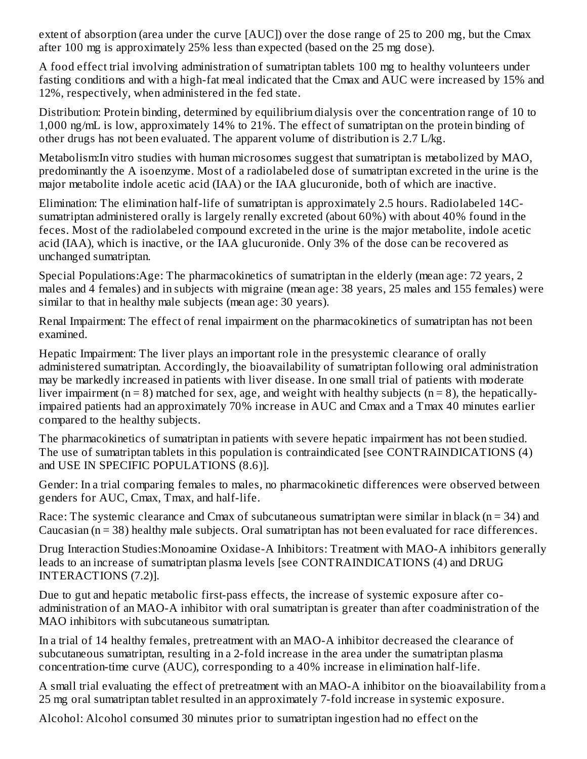extent of absorption (area under the curve [AUC]) over the dose range of 25 to 200 mg, but the Cmax after 100 mg is approximately 25% less than expected (based on the 25 mg dose).

A food effect trial involving administration of sumatriptan tablets 100 mg to healthy volunteers under fasting conditions and with a high-fat meal indicated that the Cmax and AUC were increased by 15% and 12%, respectively, when administered in the fed state.

Distribution: Protein binding, determined by equilibrium dialysis over the concentration range of 10 to 1,000 ng/mL is low, approximately 14% to 21%. The effect of sumatriptan on the protein binding of other drugs has not been evaluated. The apparent volume of distribution is 2.7 L/kg.

Metabolism:In vitro studies with human microsomes suggest that sumatriptan is metabolized by MAO, predominantly the A isoenzyme. Most of a radiolabeled dose of sumatriptan excreted in the urine is the major metabolite indole acetic acid (IAA) or the IAA glucuronide, both of which are inactive.

Elimination: The elimination half-life of sumatriptan is approximately 2.5 hours. Radiolabeled 14C-sumatriptan administered orally is largely renally excreted (about 60%) with about 40% found in the feces. Most of the radiolabeled compound excreted in the urine is the major metabolite, indole acetic acid (IAA), which is inactive, or the IAA glucuronide. Only 3% of the dose can be recovered as unchanged sumatriptan.

Special Populations:Age: The pharmacokinetics of sumatriptan in the elderly (mean age: 72 years, 2 males and 4 females) and in subjects with migraine (mean age: 38 years, 25 males and 155 females) were similar to that in healthy male subjects (mean age: 30 years).

Renal Impairment: The effect of renal impairment on the pharmacokinetics of sumatriptan has not been examined.

Hepatic Impairment: The liver plays an important role in the presystemic clearance of orally administered sumatriptan. Accordingly, the bioavailability of sumatriptan following oral administration may be markedly increased in patients with liver disease. In one small trial of patients with moderate liver impairment (n = 8) matched for sex, age, and weight with healthy subjects (n = 8), the hepatically-impaired patients had an approximately 70% increase in AUC and Cmax and a Tmax 40 minutes earlier compared to the healthy subjects.

The pharmacokinetics of sumatriptan in patients with severe hepatic impairment has not been studied. The use of sumatriptan tablets in this population is contraindicated [see CONTRAINDICATIONS (4) and USE IN SPECIFIC POPULATIONS (8.6)].

Gender: In a trial comparing females to males, no pharmacokinetic differences were observed between genders for AUC, Cmax, Tmax, and half-life.

Race: The systemic clearance and Cmax of subcutaneous sumatriptan were similar in black (n = 34) and Caucasian (n = 38) healthy male subjects. Oral sumatriptan has not been evaluated for race differences.

Drug Interaction Studies:Monoamine Oxidase-A Inhibitors: Treatment with MAO-A inhibitors generally leads to an increase of sumatriptan plasma levels [see CONTRAINDICATIONS (4) and DRUG INTERACTIONS (7.2)].

Due to gut and hepatic metabolic first-pass effects, the increase of systemic exposure after co-administration of an MAO-A inhibitor with oral sumatriptan is greater than after coadministration of the MAO inhibitors with subcutaneous sumatriptan.

In a trial of 14 healthy females, pretreatment with an MAO-A inhibitor decreased the clearance of subcutaneous sumatriptan, resulting in a 2-fold increase in the area under the sumatriptan plasma concentration-time curve (AUC), corresponding to a 40% increase in elimination half-life.

A small trial evaluating the effect of pretreatment with an MAO-A inhibitor on the bioavailability from a 25 mg oral sumatriptan tablet resulted in an approximately 7-fold increase in systemic exposure.

Alcohol: Alcohol consumed 30 minutes prior to sumatriptan ingestion had no effect on the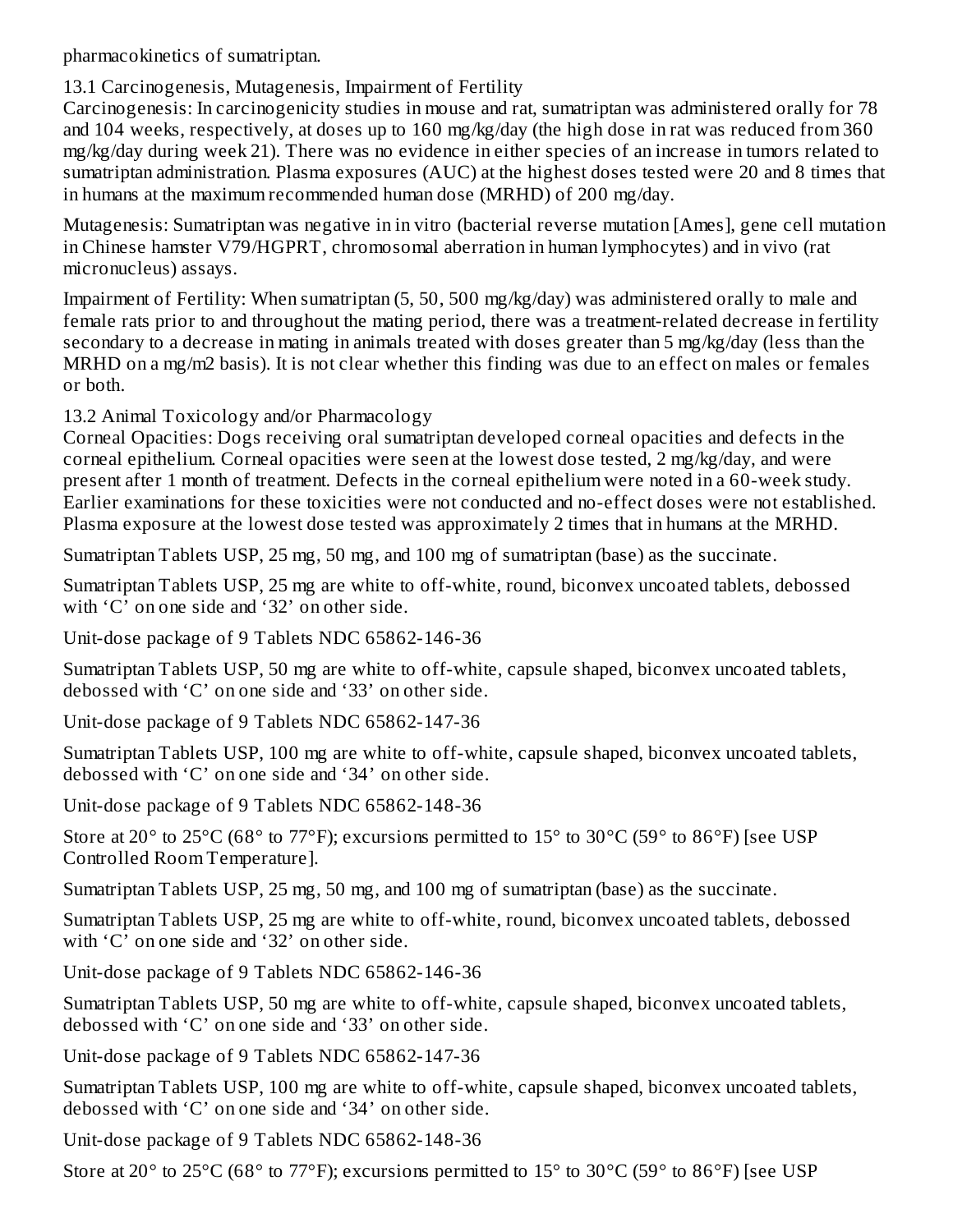pharmacokinetics of sumatriptan.

## 13.1 Carcinogenesis, Mutagenesis, Impairment of Fertility

Carcinogenesis: In carcinogenicity studies in mouse and rat, sumatriptan was administered orally for 78 and 104 weeks, respectively, at doses up to 160 mg/kg/day (the high dose in rat was reduced from 360 mg/kg/day during week 21). There was no evidence in either species of an increase in tumors related to sumatriptan administration. Plasma exposures (AUC) at the highest doses tested were 20 and 8 times that in humans at the maximum recommended human dose (MRHD) of 200 mg/day.

Mutagenesis: Sumatriptan was negative in in vitro (bacterial reverse mutation [Ames], gene cell mutation in Chinese hamster V79/HGPRT, chromosomal aberration in human lymphocytes) and in vivo (rat micronucleus) assays.

Impairment of Fertility: When sumatriptan (5, 50, 500 mg/kg/day) was administered orally to male and female rats prior to and throughout the mating period, there was a treatment-related decrease in fertility secondary to a decrease in mating in animals treated with doses greater than 5 mg/kg/day (less than the MRHD on a mg/m2 basis). It is not clear whether this finding was due to an effect on males or females or both.

## 13.2 Animal Toxicology and/or Pharmacology

Corneal Opacities: Dogs receiving oral sumatriptan developed corneal opacities and defects in the corneal epithelium. Corneal opacities were seen at the lowest dose tested, 2 mg/kg/day, and were present after 1 month of treatment. Defects in the corneal epithelium were noted in a 60-week study. Earlier examinations for these toxicities were not conducted and no-effect doses were not established. Plasma exposure at the lowest dose tested was approximately 2 times that in humans at the MRHD.

Sumatriptan Tablets USP, 25 mg, 50 mg, and 100 mg of sumatriptan (base) as the succinate.

Sumatriptan Tablets USP, 25 mg are white to off-white, round, biconvex uncoated tablets, debossed with ‘C’ on one side and ‘32’ on other side.

Unit-dose package of 9 Tablets NDC 65862-146-36

Sumatriptan Tablets USP, 50 mg are white to off-white, capsule shaped, biconvex uncoated tablets, debossed with ‘C’ on one side and ‘33’ on other side.

Unit-dose package of 9 Tablets NDC 65862-147-36

Sumatriptan Tablets USP, 100 mg are white to off-white, capsule shaped, biconvex uncoated tablets, debossed with ‘C’ on one side and ‘34’ on other side.

Unit-dose package of 9 Tablets NDC 65862-148-36

Store at 20° to 25°C (68° to 77°F); excursions permitted to 15° to 30°C (59° to 86°F) [see USP Controlled Room Temperature].

Sumatriptan Tablets USP, 25 mg, 50 mg, and 100 mg of sumatriptan (base) as the succinate.

Sumatriptan Tablets USP, 25 mg are white to off-white, round, biconvex uncoated tablets, debossed with ‘C’ on one side and ‘32’ on other side.

Unit-dose package of 9 Tablets NDC 65862-146-36

Sumatriptan Tablets USP, 50 mg are white to off-white, capsule shaped, biconvex uncoated tablets, debossed with ‘C’ on one side and ‘33’ on other side.

Unit-dose package of 9 Tablets NDC 65862-147-36

Sumatriptan Tablets USP, 100 mg are white to off-white, capsule shaped, biconvex uncoated tablets, debossed with ‘C’ on one side and ‘34’ on other side.

Unit-dose package of 9 Tablets NDC 65862-148-36

Store at 20° to 25°C (68° to 77°F); excursions permitted to 15° to 30°C (59° to 86°F) [see USP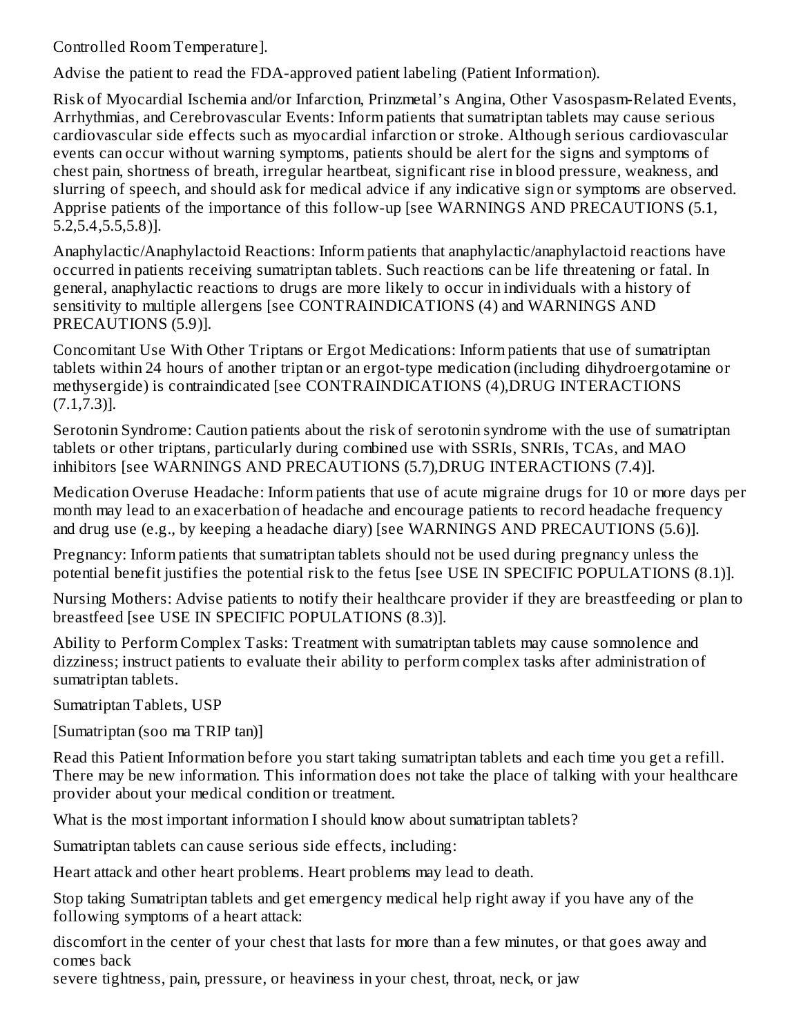Controlled Room Temperature].

Advise the patient to read the FDA-approved patient labeling (Patient Information).

Risk of Myocardial Ischemia and/or Infarction, Prinzmetal's Angina, Other Vasospasm-Related Events, Arrhythmias, and Cerebrovascular Events: Inform patients that sumatriptan tablets may cause serious cardiovascular side effects such as myocardial infarction or stroke. Although serious cardiovascular events can occur without warning symptoms, patients should be alert for the signs and symptoms of chest pain, shortness of breath, irregular heartbeat, significant rise in blood pressure, weakness, and slurring of speech, and should ask for medical advice if any indicative sign or symptoms are observed. Apprise patients of the importance of this follow-up [see WARNINGS AND PRECAUTIONS (5.1, 5.2,5.4,5.5,5.8)].

Anaphylactic/Anaphylactoid Reactions: Inform patients that anaphylactic/anaphylactoid reactions have occurred in patients receiving sumatriptan tablets. Such reactions can be life threatening or fatal. In general, anaphylactic reactions to drugs are more likely to occur in individuals with a history of sensitivity to multiple allergens [see CONTRAINDICATIONS (4) and WARNINGS AND PRECAUTIONS (5.9)].

Concomitant Use With Other Triptans or Ergot Medications: Inform patients that use of sumatriptan tablets within 24 hours of another triptan or an ergot-type medication (including dihydroergotamine or methysergide) is contraindicated [see CONTRAINDICATIONS (4),DRUG INTERACTIONS (7.1,7.3)].

Serotonin Syndrome: Caution patients about the risk of serotonin syndrome with the use of sumatriptan tablets or other triptans, particularly during combined use with SSRIs, SNRIs, TCAs, and MAO inhibitors [see WARNINGS AND PRECAUTIONS (5.7),DRUG INTERACTIONS (7.4)].

Medication Overuse Headache: Inform patients that use of acute migraine drugs for 10 or more days per month may lead to an exacerbation of headache and encourage patients to record headache frequency and drug use (e.g., by keeping a headache diary) [see WARNINGS AND PRECAUTIONS (5.6)].

Pregnancy: Inform patients that sumatriptan tablets should not be used during pregnancy unless the potential benefit justifies the potential risk to the fetus [see USE IN SPECIFIC POPULATIONS (8.1)].

Nursing Mothers: Advise patients to notify their healthcare provider if they are breastfeeding or plan to breastfeed [see USE IN SPECIFIC POPULATIONS (8.3)].

Ability to Perform Complex Tasks: Treatment with sumatriptan tablets may cause somnolence and dizziness; instruct patients to evaluate their ability to perform complex tasks after administration of sumatriptan tablets.

Sumatriptan Tablets, USP

[Sumatriptan (soo ma TRIP tan)]

Read this Patient Information before you start taking sumatriptan tablets and each time you get a refill. There may be new information. This information does not take the place of talking with your healthcare provider about your medical condition or treatment.

What is the most important information I should know about sumatriptan tablets?

Sumatriptan tablets can cause serious side effects, including:

Heart attack and other heart problems. Heart problems may lead to death.

Stop taking Sumatriptan tablets and get emergency medical help right away if you have any of the following symptoms of a heart attack:

- discomfort in the center of your chest that lasts for more than a few minutes, or that goes away and comes back
- severe tightness, pain, pressure, or heaviness in your chest, throat, neck, or jaw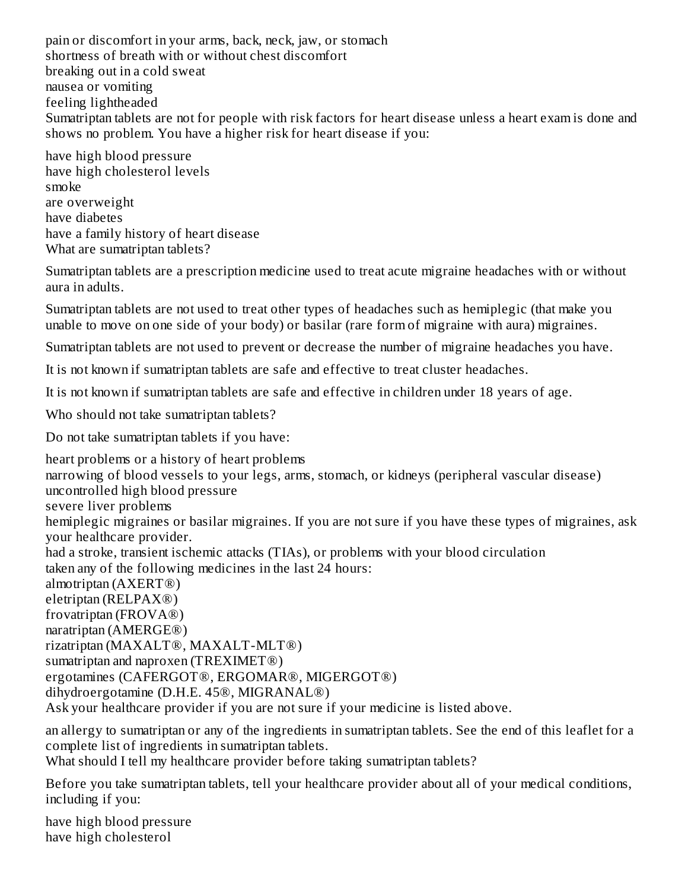- pain or discomfort in your arms, back, neck, jaw, or stomach
- shortness of breath with or without chest discomfort
- breaking out in a cold sweat
- nausea or vomiting
- feeling lightheaded

Sumatriptan tablets are not for people with risk factors for heart disease unless a heart exam is done and shows no problem. You have a higher risk for heart disease if you:

- have high blood pressure
- have high cholesterol levels
- smoke
- are overweight
- have diabetes
- have a family history of heart disease

## What are sumatriptan tablets?

Sumatriptan tablets are a prescription medicine used to treat acute migraine headaches with or without aura in adults.

Sumatriptan tablets are not used to treat other types of headaches such as hemiplegic (that make you unable to move on one side of your body) or basilar (rare form of migraine with aura) migraines.

Sumatriptan tablets are not used to prevent or decrease the number of migraine headaches you have.

It is not known if sumatriptan tablets are safe and effective to treat cluster headaches.

It is not known if sumatriptan tablets are safe and effective in children under 18 years of age.

## Who should not take sumatriptan tablets?

Do not take sumatriptan tablets if you have:

- heart problems or a history of heart problems
- narrowing of blood vessels to your legs, arms, stomach, or kidneys (peripheral vascular disease)
- uncontrolled high blood pressure
- severe liver problems
- hemiplegic migraines or basilar migraines. If you are not sure if you have these types of migraines, ask your healthcare provider.
- had a stroke, transient ischemic attacks (TIAs), or problems with your blood circulation
- taken any of the following medicines in the last 24 hours:
  - almotriptan (AXERT®)
  - eletriptan (RELPAX®)
  - frovatriptan (FROVA®)
  - naratriptan (AMERGE®)
  - rizatriptan (MAXALT®, MAXALT-MLT®)
  - sumatriptan and naproxen (TREXIMET®)
  - ergotamines (CAFERGOT®, ERGOMAR®, MIGERGOT®)
  - dihydroergotamine (D.H.E. 45®, MIGRANAL®)

  Ask your healthcare provider if you are not sure if your medicine is listed above.
- an allergy to sumatriptan or any of the ingredients in sumatriptan tablets. See the end of this leaflet for a complete list of ingredients in sumatriptan tablets.

## What should I tell my healthcare provider before taking sumatriptan tablets?

Before you take sumatriptan tablets, tell your healthcare provider about all of your medical conditions, including if you:

- have high blood pressure
- have high cholesterol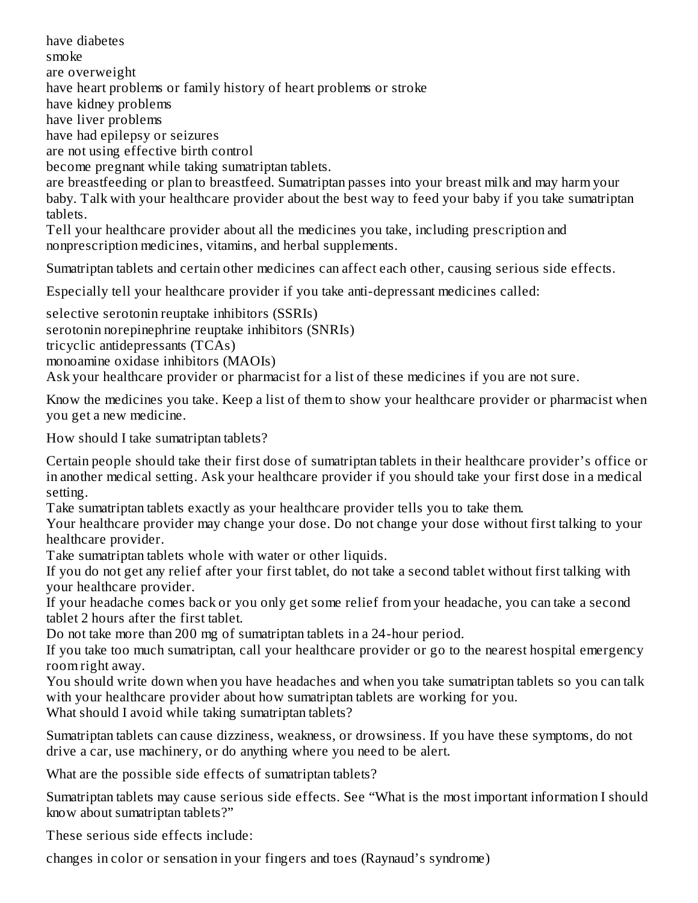have diabetes
smoke
are overweight
have heart problems or family history of heart problems or stroke
have kidney problems
have liver problems
have had epilepsy or seizures
are not using effective birth control
become pregnant while taking sumatriptan tablets.
are breastfeeding or plan to breastfeed. Sumatriptan passes into your breast milk and may harm your baby. Talk with your healthcare provider about the best way to feed your baby if you take sumatriptan tablets.
Tell your healthcare provider about all the medicines you take, including prescription and nonprescription medicines, vitamins, and herbal supplements.

Sumatriptan tablets and certain other medicines can affect each other, causing serious side effects.

Especially tell your healthcare provider if you take anti-depressant medicines called:

selective serotonin reuptake inhibitors (SSRIs)
serotonin norepinephrine reuptake inhibitors (SNRIs)
tricyclic antidepressants (TCAs)
monoamine oxidase inhibitors (MAOIs)
Ask your healthcare provider or pharmacist for a list of these medicines if you are not sure.

Know the medicines you take. Keep a list of them to show your healthcare provider or pharmacist when you get a new medicine.

How should I take sumatriptan tablets?

Certain people should take their first dose of sumatriptan tablets in their healthcare provider's office or in another medical setting. Ask your healthcare provider if you should take your first dose in a medical setting.
Take sumatriptan tablets exactly as your healthcare provider tells you to take them.
Your healthcare provider may change your dose. Do not change your dose without first talking to your healthcare provider.
Take sumatriptan tablets whole with water or other liquids.
If you do not get any relief after your first tablet, do not take a second tablet without first talking with your healthcare provider.
If your headache comes back or you only get some relief from your headache, you can take a second tablet 2 hours after the first tablet.
Do not take more than 200 mg of sumatriptan tablets in a 24-hour period.
If you take too much sumatriptan, call your healthcare provider or go to the nearest hospital emergency room right away.
You should write down when you have headaches and when you take sumatriptan tablets so you can talk with your healthcare provider about how sumatriptan tablets are working for you.
What should I avoid while taking sumatriptan tablets?

Sumatriptan tablets can cause dizziness, weakness, or drowsiness. If you have these symptoms, do not drive a car, use machinery, or do anything where you need to be alert.

What are the possible side effects of sumatriptan tablets?

Sumatriptan tablets may cause serious side effects. See "What is the most important information I should know about sumatriptan tablets?"

These serious side effects include:

changes in color or sensation in your fingers and toes (Raynaud's syndrome)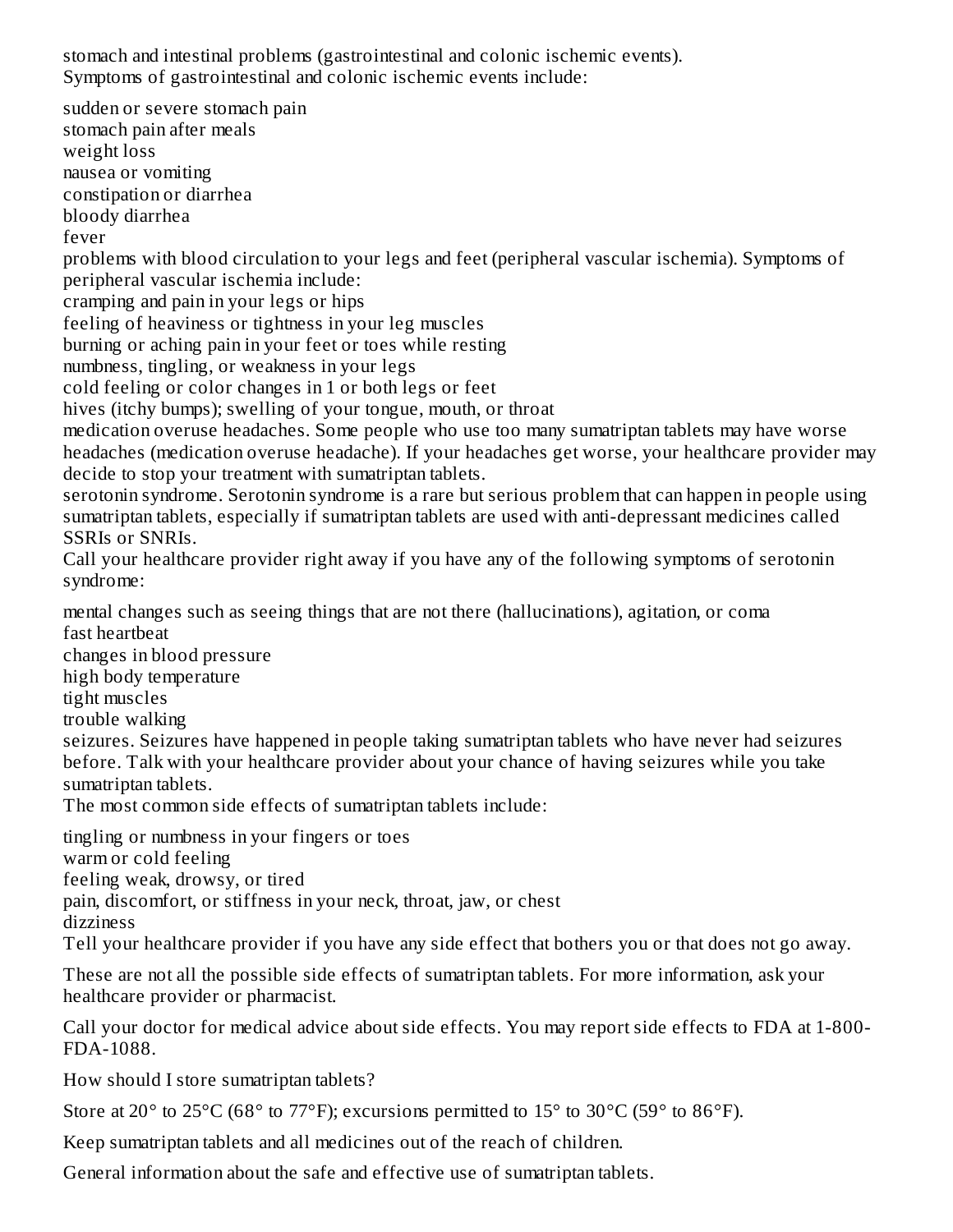stomach and intestinal problems (gastrointestinal and colonic ischemic events). Symptoms of gastrointestinal and colonic ischemic events include:

- sudden or severe stomach pain
- stomach pain after meals
- weight loss
- nausea or vomiting
- constipation or diarrhea
- bloody diarrhea
- fever

problems with blood circulation to your legs and feet (peripheral vascular ischemia). Symptoms of peripheral vascular ischemia include:

- cramping and pain in your legs or hips
- feeling of heaviness or tightness in your leg muscles
- burning or aching pain in your feet or toes while resting
- numbness, tingling, or weakness in your legs
- cold feeling or color changes in 1 or both legs or feet

hives (itchy bumps); swelling of your tongue, mouth, or throat

medication overuse headaches. Some people who use too many sumatriptan tablets may have worse headaches (medication overuse headache). If your headaches get worse, your healthcare provider may decide to stop your treatment with sumatriptan tablets.

serotonin syndrome. Serotonin syndrome is a rare but serious problem that can happen in people using sumatriptan tablets, especially if sumatriptan tablets are used with anti-depressant medicines called SSRIs or SNRIs.

Call your healthcare provider right away if you have any of the following symptoms of serotonin syndrome:

- mental changes such as seeing things that are not there (hallucinations), agitation, or coma
- fast heartbeat
- changes in blood pressure
- high body temperature
- tight muscles
- trouble walking

seizures. Seizures have happened in people taking sumatriptan tablets who have never had seizures before. Talk with your healthcare provider about your chance of having seizures while you take sumatriptan tablets.

The most common side effects of sumatriptan tablets include:

- tingling or numbness in your fingers or toes
- warm or cold feeling
- feeling weak, drowsy, or tired
- pain, discomfort, or stiffness in your neck, throat, jaw, or chest
- dizziness

Tell your healthcare provider if you have any side effect that bothers you or that does not go away.

These are not all the possible side effects of sumatriptan tablets. For more information, ask your healthcare provider or pharmacist.

Call your doctor for medical advice about side effects. You may report side effects to FDA at 1-800-FDA-1088.

How should I store sumatriptan tablets?

Store at 20° to 25°C (68° to 77°F); excursions permitted to 15° to 30°C (59° to 86°F).

Keep sumatriptan tablets and all medicines out of the reach of children.

General information about the safe and effective use of sumatriptan tablets.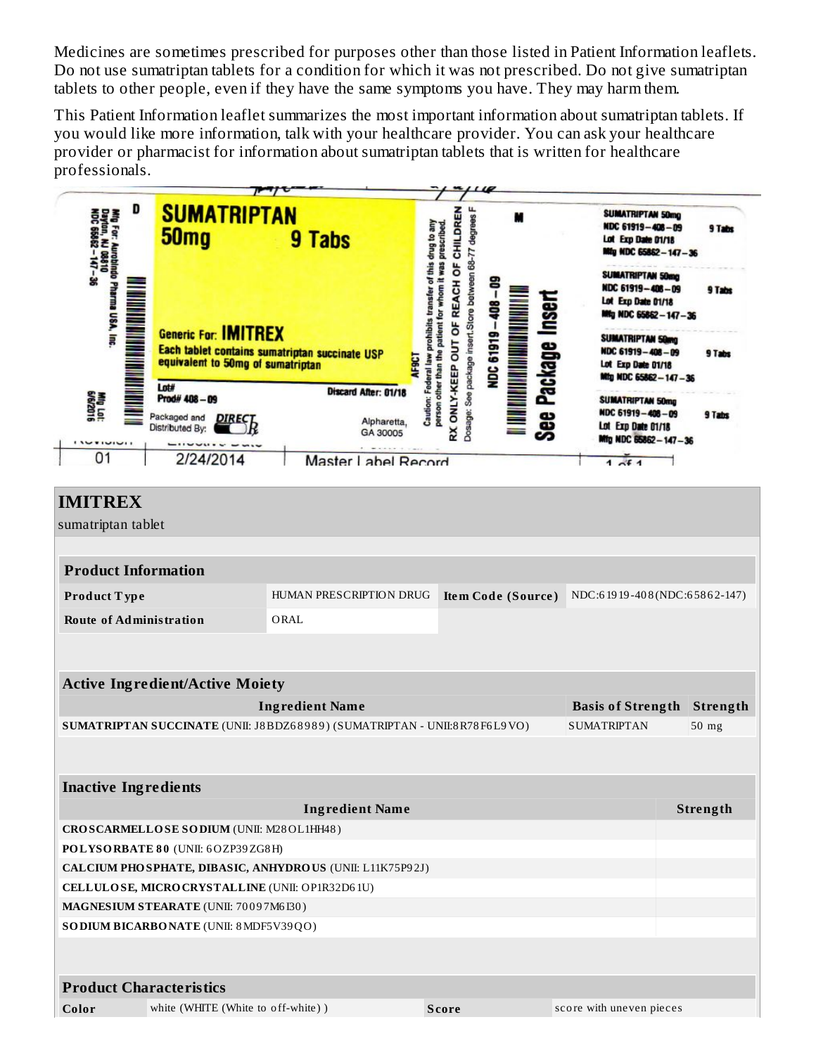Medicines are sometimes prescribed for purposes other than those listed in Patient Information leaflets. Do not use sumatriptan tablets for a condition for which it was not prescribed. Do not give sumatriptan tablets to other people, even if they have the same symptoms you have. They may harm them.

This Patient Information leaflet summarizes the most important information about sumatriptan tablets. If you would like more information, talk with your healthcare provider. You can ask your healthcare provider or pharmacist for information about sumatriptan tablets that is written for healthcare professionals.

Mfg For: Aurobindo Pharma USA, Inc. Dayton, NJ 08810
NDC 65862-147-36

D

**SUMATRIPTAN**
**50mg** **9 Tabs**

Generic For: **IMITREX**
Each tablet contains sumatriptan succinate USP equivalent to 50mg of sumatriptan

Lot#
Prod# 408-09
Discard After: 01/18

Packaged and Distributed By: DIRECT Rx
Alpharetta, GA 30005

Mfg Lot: 6/6/2016

AF9CT

Caution: Federal law prohibits transfer of this drug to any person other than the patient for whom it was prescribed.
RX ONLY-KEEP OUT OF REACH OF CHILDREN
Dosage: See package insert.Store between 68-77 degrees F

NDC 61919-408-09

M

See Package Insert

SUMATRIPTAN 50mg
NDC 61919-408-09 9 Tabs
Lot Exp Date 01/18
Mfg NDC 65862-147-36

SUMATRIPTAN 50mg
NDC 61919-408-09 9 Tabs
Lot Exp Date 01/18
Mfg NDC 65862-147-36

SUMATRIPTAN 50mg
NDC 61919-408-09 9 Tabs
Lot Exp Date 01/18
Mfg NDC 65862-147-36

SUMATRIPTAN 50mg
NDC 61919-408-09 9 Tabs
Lot Exp Date 01/18
Mfg NDC 65862-147-36

01 | 2/24/2014 | Master Label Record

## IMITREX
sumatriptan tablet

| Product Information | | | |
|---|---|---|---|
| Product Type | HUMAN PRESCRIPTION DRUG | Item Code (Source) | NDC:61919-408(NDC:65862-147) |
| Route of Administration | ORAL | | |

| Active Ingredient/Active Moiety | | |
|---|---|---|
| Ingredient Name | Basis of Strength | Strength |
| SUMATRIPTAN SUCCINATE (UNII: J8BDZ68989) (SUMATRIPTAN - UNII:8R78F6L9VO) | SUMATRIPTAN | 50 mg |

| Inactive Ingredients | |
|---|---|
| Ingredient Name | Strength |
| CROSCARMELLOSE SODIUM (UNII: M28OL1HH48) | |
| POLYSORBATE 80 (UNII: 6OZP39ZG8H) | |
| CALCIUM PHOSPHATE, DIBASIC, ANHYDROUS (UNII: L11K75P92J) | |
| CELLULOSE, MICROCRYSTALLINE (UNII: OP1R32D61U) | |
| MAGNESIUM STEARATE (UNII: 70097M6I30) | |
| SODIUM BICARBONATE (UNII: 8MDF5V39QO) | |

| Product Characteristics | | | |
|---|---|---|---|
| Color | white (WHITE (White to off-white) ) | Score | score with uneven pieces |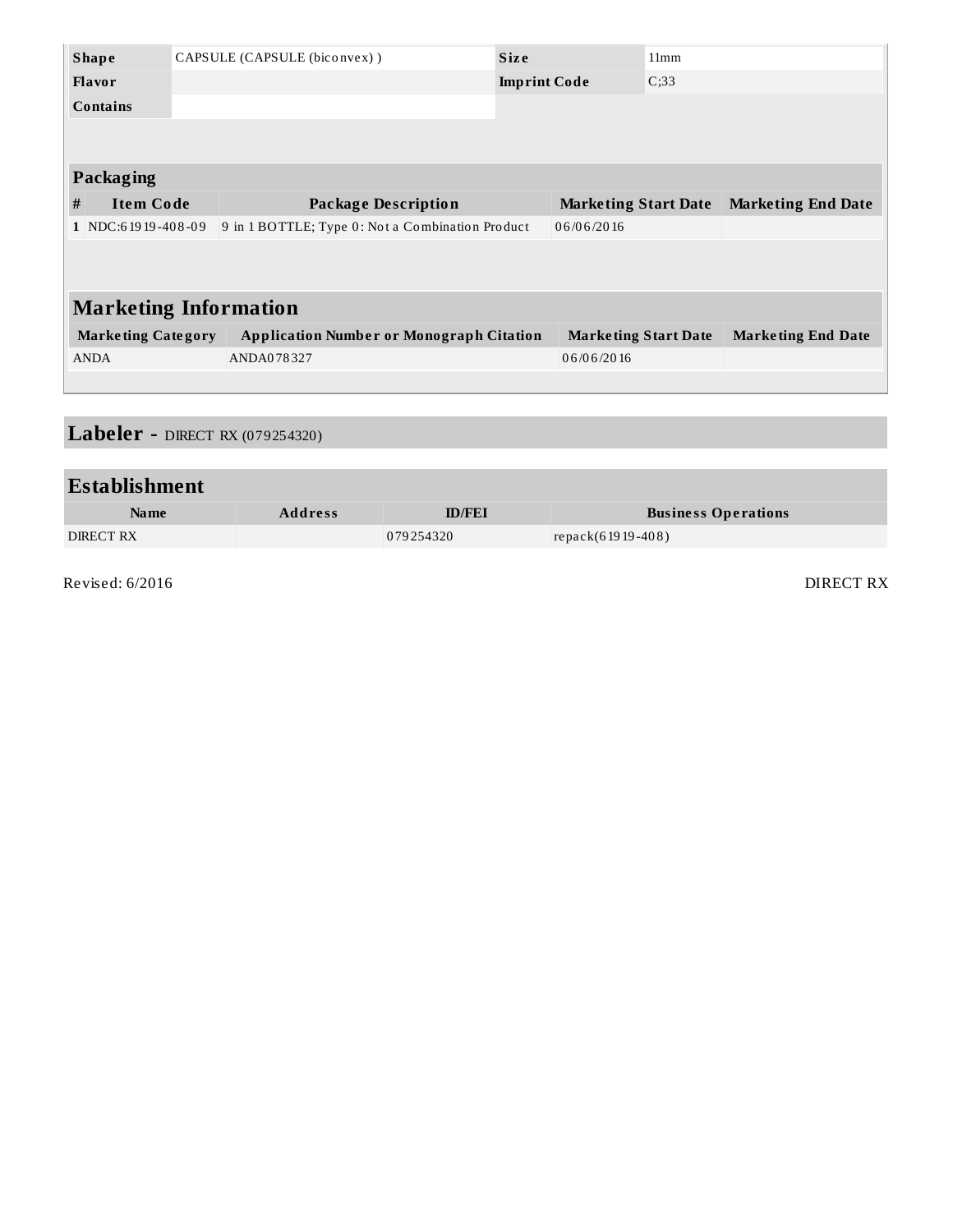| | | | |
|---|---|---|---|
| **Shape** | CAPSULE (CAPSULE (biconvex) ) | **Size** | 11mm |
| **Flavor** | | **Imprint Code** | C;33 |
| **Contains** | | | |

**Packaging**

| # | Item Code | Package Description | Marketing Start Date | Marketing End Date |
|---|---|---|---|---|
| 1 | NDC:61919-408-09 | 9 in 1 BOTTLE; Type 0: Not a Combination Product | 06/06/2016 | |

## Marketing Information

| Marketing Category | Application Number or Monograph Citation | Marketing Start Date | Marketing End Date |
|---|---|---|---|
| ANDA | ANDA078327 | 06/06/2016 | |

## Labeler - DIRECT RX (079254320)

## Establishment

| Name | Address | ID/FEI | Business Operations |
|---|---|---|---|
| DIRECT RX | | 079254320 | repack(61919-408) |

Revised: 6/2016

DIRECT RX